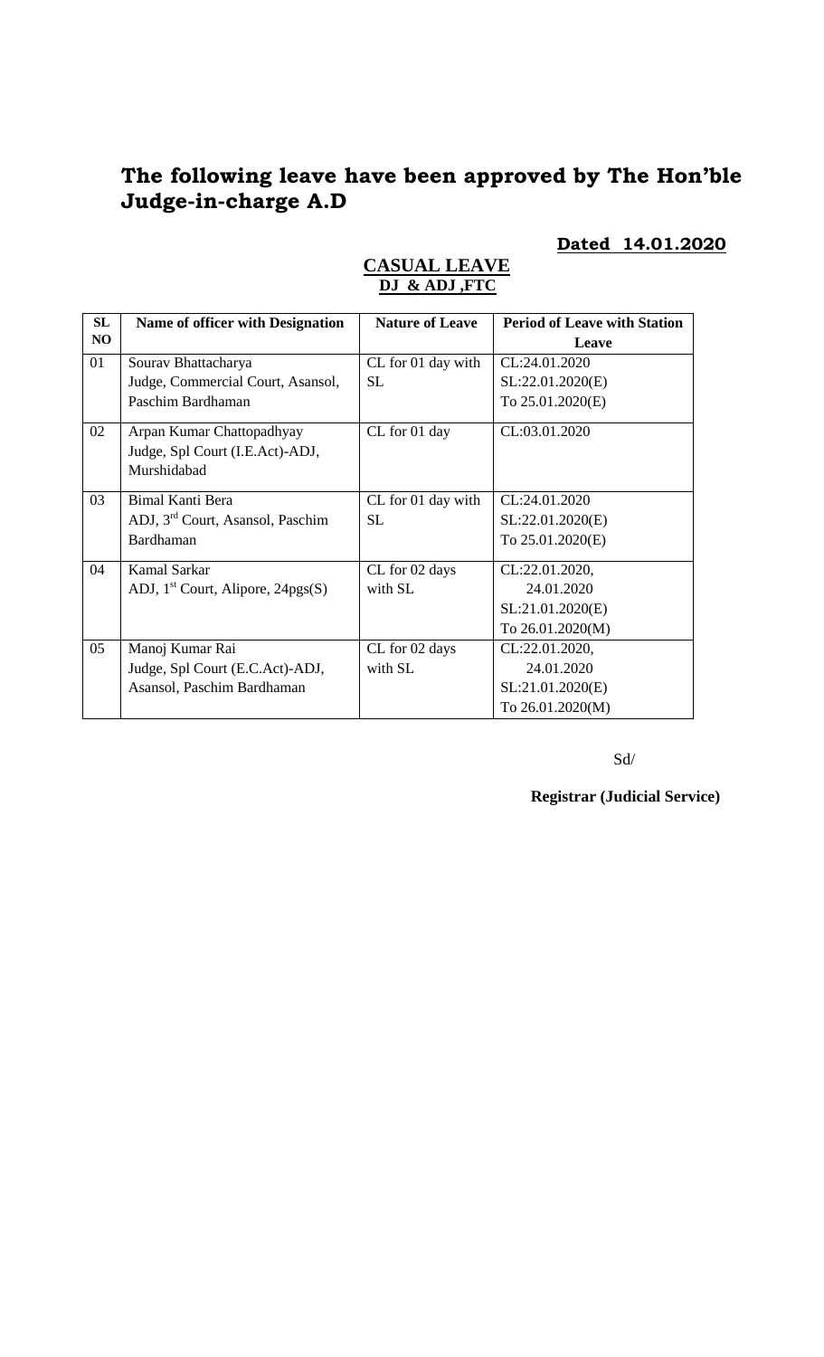# The following leave have been approved by The Hon'ble Judge-in-charge A.D

**Dated 14.01.2020**

**CASUAL LEAVE**

**DJ & ADJ ,FTC**

| SL NO | Name of officer with Designation | Nature of Leave | Period of Leave with Station Leave |
|---|---|---|---|
| 01 | Sourav Bhattacharya<br>Judge, Commercial Court, Asansol, Paschim Bardhaman | CL for 01 day with SL | CL:24.01.2020<br>SL:22.01.2020(E)<br>To 25.01.2020(E) |
| 02 | Arpan Kumar Chattopadhyay<br>Judge, Spl Court (I.E.Act)-ADJ, Murshidabad | CL for 01 day | CL:03.01.2020 |
| 03 | Bimal Kanti Bera<br>ADJ, 3rd Court, Asansol, Paschim Bardhaman | CL for 01 day with SL | CL:24.01.2020<br>SL:22.01.2020(E)<br>To 25.01.2020(E) |
| 04 | Kamal Sarkar<br>ADJ, 1st Court, Alipore, 24pgs(S) | CL for 02 days with SL | CL:22.01.2020,<br>24.01.2020<br>SL:21.01.2020(E)<br>To 26.01.2020(M) |
| 05 | Manoj Kumar Rai<br>Judge, Spl Court (E.C.Act)-ADJ, Asansol, Paschim Bardhaman | CL for 02 days with SL | CL:22.01.2020,<br>24.01.2020<br>SL:21.01.2020(E)<br>To 26.01.2020(M) |

Sd/

**Registrar (Judicial Service)**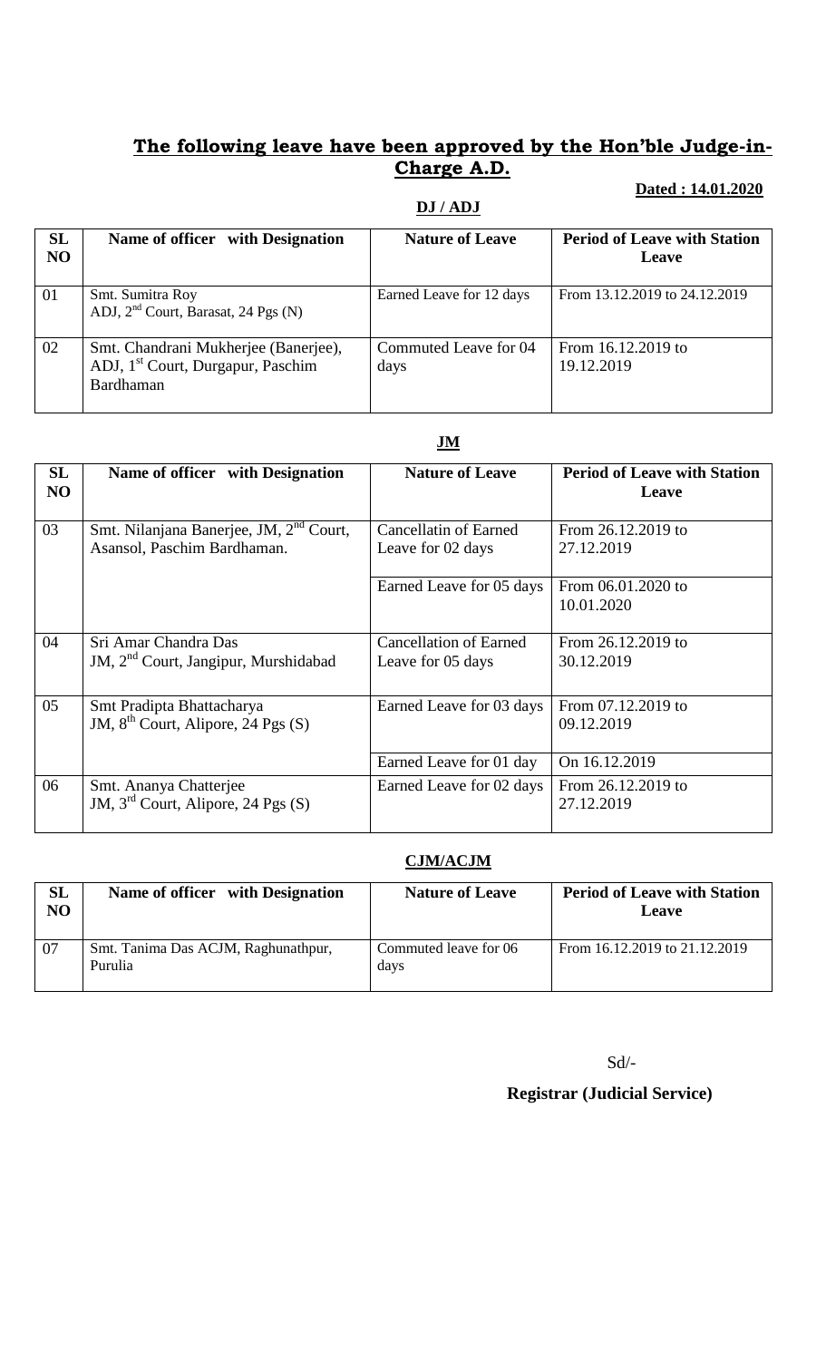## **The following leave have been approved by the Hon'ble Judge-in-Charge A.D.**

**Dated : 14.01.2020**

**DJ / ADJ**

| SL NO | Name of officer with Designation | Nature of Leave | Period of Leave with Station Leave |
|---|---|---|---|
| 01 | Smt. Sumitra Roy ADJ, 2nd Court, Barasat, 24 Pgs (N) | Earned Leave for 12 days | From 13.12.2019 to 24.12.2019 |
| 02 | Smt. Chandrani Mukherjee (Banerjee), ADJ, 1st Court, Durgapur, Paschim Bardhaman | Commuted Leave for 04 days | From 16.12.2019 to 19.12.2019 |

**JM**

| SL NO | Name of officer with Designation | Nature of Leave | Period of Leave with Station Leave |
|---|---|---|---|
| 03 | Smt. Nilanjana Banerjee, JM, 2nd Court, Asansol, Paschim Bardhaman. | Cancellatin of Earned Leave for 02 days | From 26.12.2019 to 27.12.2019 |
| | | Earned Leave for 05 days | From 06.01.2020 to 10.01.2020 |
| 04 | Sri Amar Chandra Das JM, 2nd Court, Jangipur, Murshidabad | Cancellation of Earned Leave for 05 days | From 26.12.2019 to 30.12.2019 |
| 05 | Smt Pradipta Bhattacharya JM, 8th Court, Alipore, 24 Pgs (S) | Earned Leave for 03 days | From 07.12.2019 to 09.12.2019 |
| | | Earned Leave for 01 day | On 16.12.2019 |
| 06 | Smt. Ananya Chatterjee JM, 3rd Court, Alipore, 24 Pgs (S) | Earned Leave for 02 days | From 26.12.2019 to 27.12.2019 |

**CJM/ACJM**

| SL NO | Name of officer with Designation | Nature of Leave | Period of Leave with Station Leave |
|---|---|---|---|
| 07 | Smt. Tanima Das ACJM, Raghunathpur, Purulia | Commuted leave for 06 days | From 16.12.2019 to 21.12.2019 |

Sd/-

**Registrar (Judicial Service)**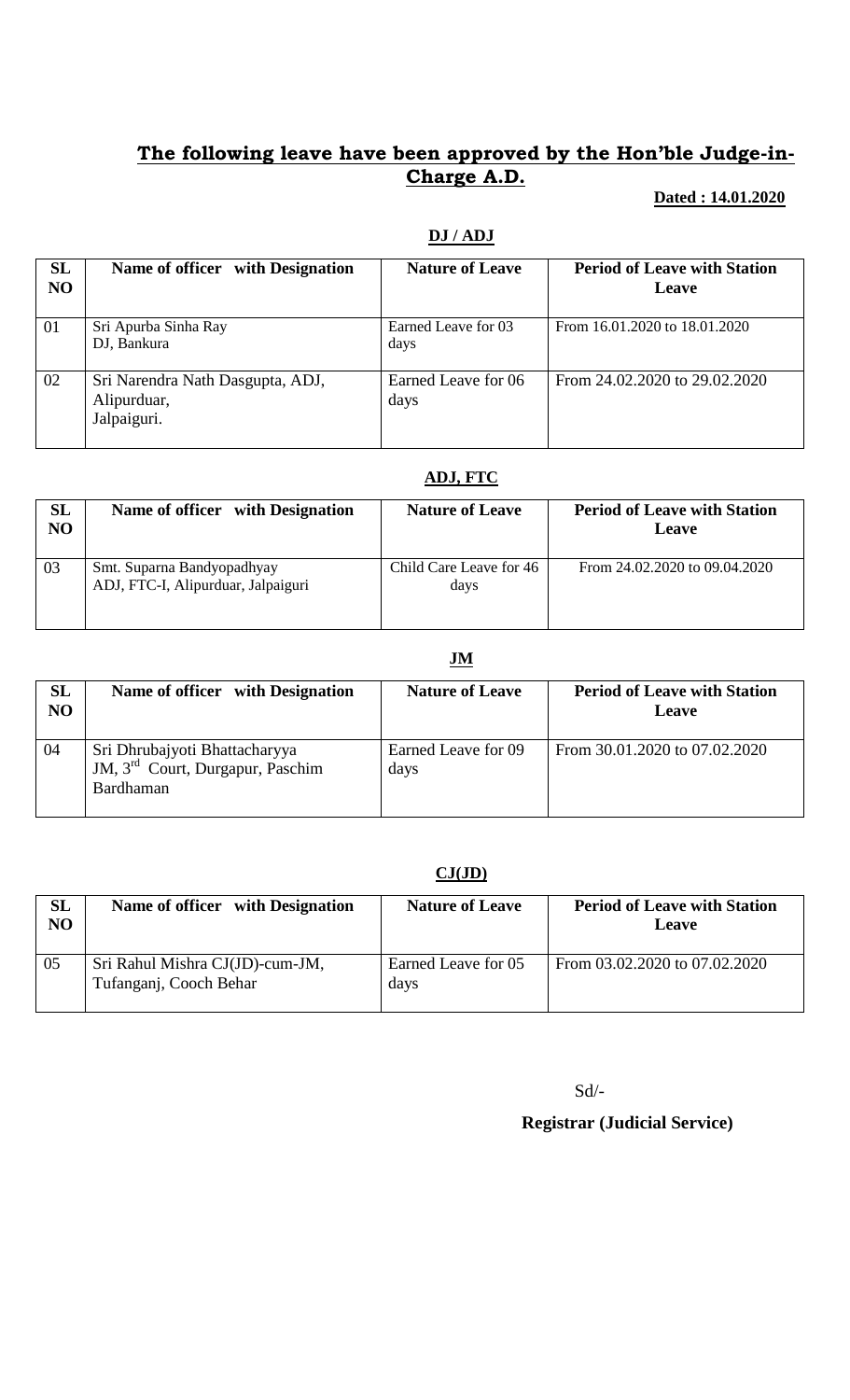## The following leave have been approved by the Hon'ble Judge-in-Charge A.D.

**Dated : 14.01.2020**

### DJ / ADJ

| SL NO | Name of officer with Designation | Nature of Leave | Period of Leave with Station Leave |
|---|---|---|---|
| 01 | Sri Apurba Sinha Ray DJ, Bankura | Earned Leave for 03 days | From 16.01.2020 to 18.01.2020 |
| 02 | Sri Narendra Nath Dasgupta, ADJ, Alipurduar, Jalpaiguri. | Earned Leave for 06 days | From 24.02.2020 to 29.02.2020 |

### ADJ, FTC

| SL NO | Name of officer with Designation | Nature of Leave | Period of Leave with Station Leave |
|---|---|---|---|
| 03 | Smt. Suparna Bandyopadhyay ADJ, FTC-I, Alipurduar, Jalpaiguri | Child Care Leave for 46 days | From 24.02.2020 to 09.04.2020 |

### JM

| SL NO | Name of officer with Designation | Nature of Leave | Period of Leave with Station Leave |
|---|---|---|---|
| 04 | Sri Dhrubajyoti Bhattacharyya JM, 3rd Court, Durgapur, Paschim Bardhaman | Earned Leave for 09 days | From 30.01.2020 to 07.02.2020 |

### CJ(JD)

| SL NO | Name of officer with Designation | Nature of Leave | Period of Leave with Station Leave |
|---|---|---|---|
| 05 | Sri Rahul Mishra CJ(JD)-cum-JM, Tufanganj, Cooch Behar | Earned Leave for 05 days | From 03.02.2020 to 07.02.2020 |

Sd/-

**Registrar (Judicial Service)**